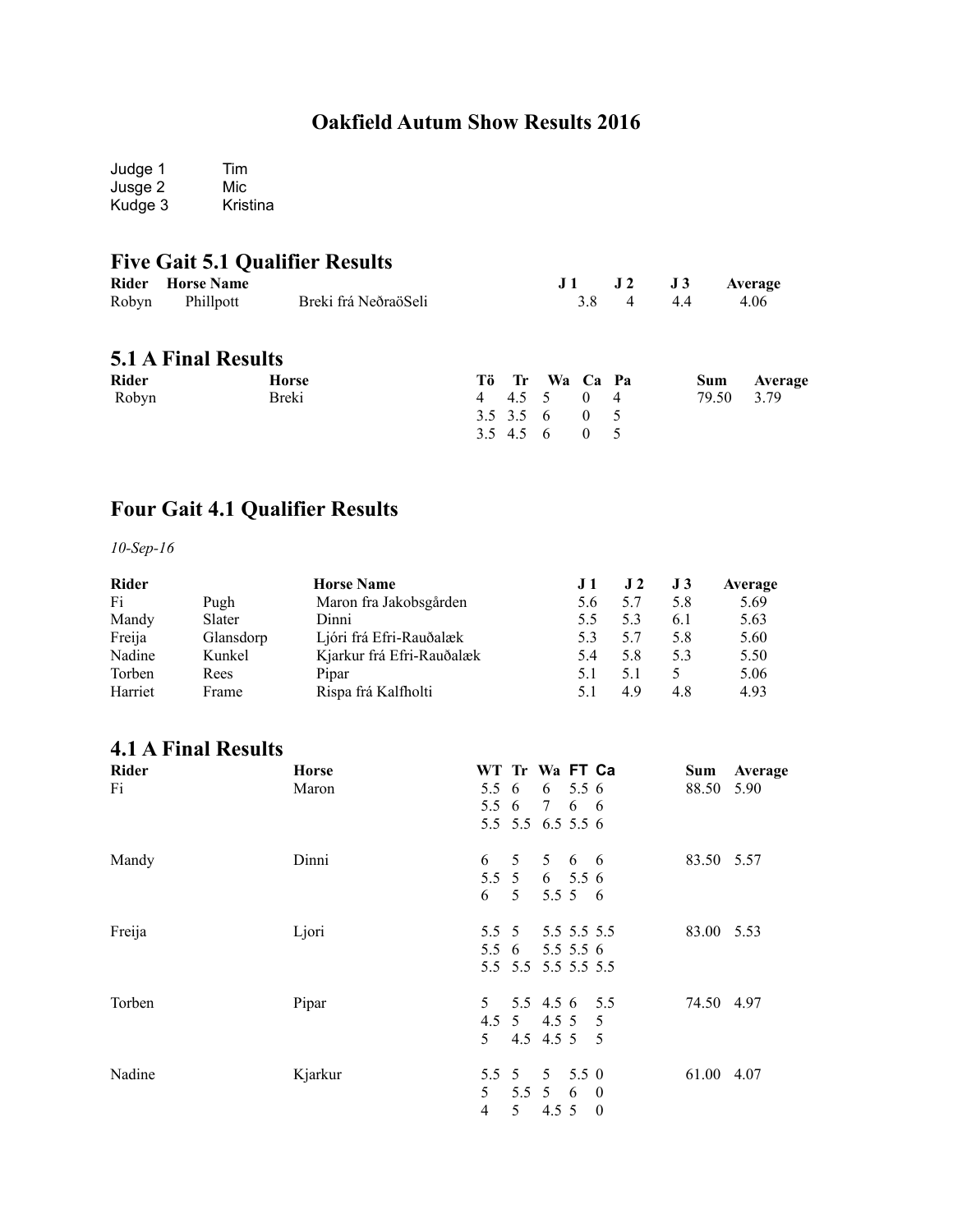# Oakfield Autum Show Results 2016

Judge 1 Tim
Jusge 2 Mic
Kudge 3 Kristina

## Five Gait 5.1 Qualifier Results

| Rider | Horse Name | | J 1 | J 2 | J 3 | Average |
|---|---|---|---|---|---|---|
| Robyn | Phillpott | Breki frá NeðraöSeli | 3.8 | 4 | 4.4 | 4.06 |

## 5.1 A Final Results

| Rider | Horse | Tö | Tr | Wa | Ca | Pa | Sum | Average |
|---|---|---|---|---|---|---|---|---|
| Robyn | Breki | 4 | 4.5 | 5 | 0 | 4 | 79.50 | 3.79 |
| | | 3.5 | 3.5 | 6 | 0 | 5 | | |
| | | 3.5 | 4.5 | 6 | 0 | 5 | | |

## Four Gait 4.1 Qualifier Results

*10-Sep-16*

| Rider | | Horse Name | J 1 | J 2 | J 3 | Average |
|---|---|---|---|---|---|---|
| Fi | Pugh | Maron fra Jakobsgården | 5.6 | 5.7 | 5.8 | 5.69 |
| Mandy | Slater | Dinni | 5.5 | 5.3 | 6.1 | 5.63 |
| Freija | Glansdorp | Ljóri frá Efri-Rauðalæk | 5.3 | 5.7 | 5.8 | 5.60 |
| Nadine | Kunkel | Kjarkur frá Efri-Rauðalæk | 5.4 | 5.8 | 5.3 | 5.50 |
| Torben | Rees | Pipar | 5.1 | 5.1 | 5 | 5.06 |
| Harriet | Frame | Rispa frá Kalfholti | 5.1 | 4.9 | 4.8 | 4.93 |

## 4.1 A Final Results

| Rider | Horse | WT | Tr | Wa | FT | Ca | Sum | Average |
|---|---|---|---|---|---|---|---|---|
| Fi | Maron | 5.5 | 6 | 6 | 5.5 | 6 | 88.50 | 5.90 |
| | | 5.5 | 6 | 7 | 6 | 6 | | |
| | | 5.5 | 5.5 | 6.5 | 5.5 | 6 | | |
| Mandy | Dinni | 6 | 5 | 5 | 6 | 6 | 83.50 | 5.57 |
| | | 5.5 | 5 | 6 | 5.5 | 6 | | |
| | | 6 | 5 | 5.5 | 5 | 6 | | |
| Freija | Ljori | 5.5 | 5 | 5.5 | 5.5 | 5.5 | 83.00 | 5.53 |
| | | 5.5 | 6 | 5.5 | 5.5 | 6 | | |
| | | 5.5 | 5.5 | 5.5 | 5.5 | 5.5 | | |
| Torben | Pipar | 5 | 5.5 | 4.5 | 6 | 5.5 | 74.50 | 4.97 |
| | | 4.5 | 5 | 4.5 | 5 | 5 | | |
| | | 5 | 4.5 | 4.5 | 5 | 5 | | |
| Nadine | Kjarkur | 5.5 | 5 | 5 | 5.5 | 0 | 61.00 | 4.07 |
| | | 5 | 5.5 | 5 | 6 | 0 | | |
| | | 4 | 5 | 4.5 | 5 | 0 | | |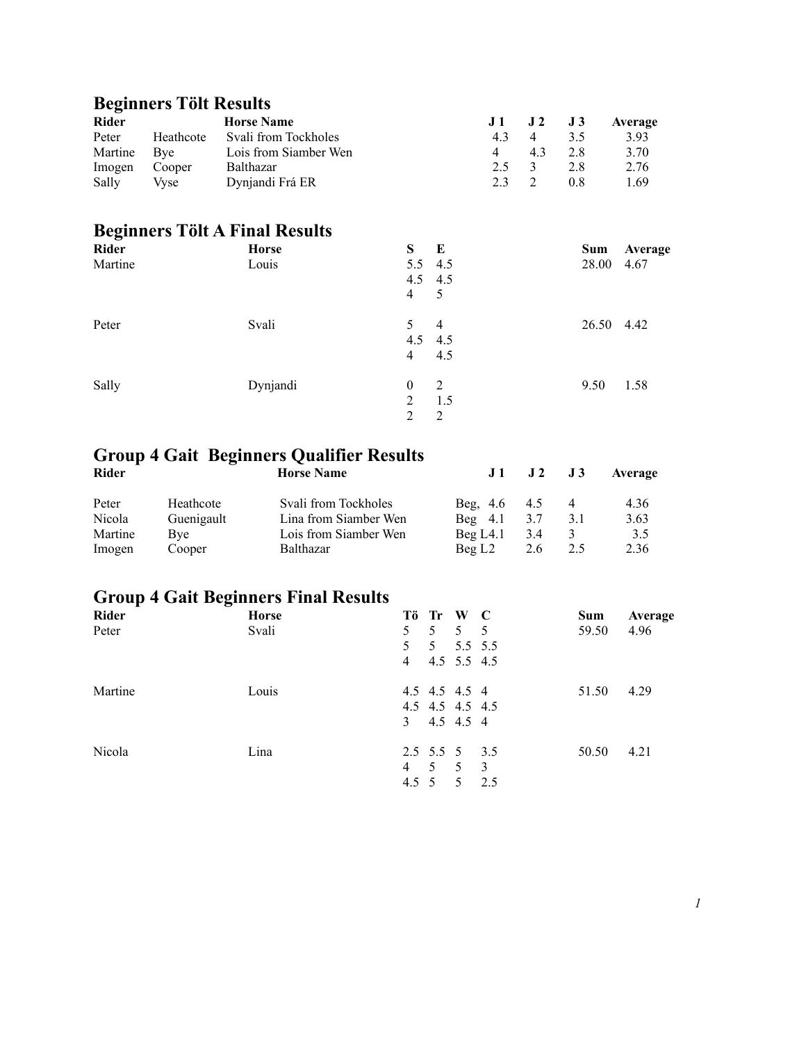## Beginners Tölt Results

| Rider | | Horse Name | J 1 | J 2 | J 3 | Average |
|---|---|---|---|---|---|---|
| Peter | Heathcote | Svali from Tockholes | 4.3 | 4 | 3.5 | 3.93 |
| Martine | Bye | Lois from Siamber Wen | 4 | 4.3 | 2.8 | 3.70 |
| Imogen | Cooper | Balthazar | 2.5 | 3 | 2.8 | 2.76 |
| Sally | Vyse | Dynjandi Frá ER | 2.3 | 2 | 0.8 | 1.69 |

## Beginners Tölt A Final Results

| Rider | Horse | S | E | Sum | Average |
|---|---|---|---|---|---|
| Martine | Louis | 5.5 | 4.5 | 28.00 | 4.67 |
| | | 4.5 | 4.5 | | |
| | | 4 | 5 | | |
| Peter | Svali | 5 | 4 | 26.50 | 4.42 |
| | | 4.5 | 4.5 | | |
| | | 4 | 4.5 | | |
| Sally | Dynjandi | 0 | 2 | 9.50 | 1.58 |
| | | 2 | 1.5 | | |
| | | 2 | 2 | | |

## Group 4 Gait Beginners Qualifier Results

| Rider | | Horse Name | J 1 | J 2 | J 3 | Average |
|---|---|---|---|---|---|---|
| Peter | Heathcote | Svali from Tockholes | Beg, 4.6 | 4.5 | 4 | 4.36 |
| Nicola | Guenigault | Lina from Siamber Wen | Beg 4.1 | 3.7 | 3.1 | 3.63 |
| Martine | Bye | Lois from Siamber Wen | Beg L4.1 | 3.4 | 3 | 3.5 |
| Imogen | Cooper | Balthazar | Beg L2 | 2.6 | 2.5 | 2.36 |

## Group 4 Gait Beginners Final Results

| Rider | Horse | Tö | Tr | W | C | Sum | Average |
|---|---|---|---|---|---|---|---|
| Peter | Svali | 5 | 5 | 5 | 5 | 59.50 | 4.96 |
| | | 5 | 5 | 5.5 | 5.5 | | |
| | | 4 | 4.5 | 5.5 | 4.5 | | |
| Martine | Louis | 4.5 | 4.5 | 4.5 | 4 | 51.50 | 4.29 |
| | | 4.5 | 4.5 | 4.5 | 4.5 | | |
| | | 3 | 4.5 | 4.5 | 4 | | |
| Nicola | Lina | 2.5 | 5.5 | 5 | 3.5 | 50.50 | 4.21 |
| | | 4 | 5 | 5 | 3 | | |
| | | 4.5 | 5 | 5 | 2.5 | | |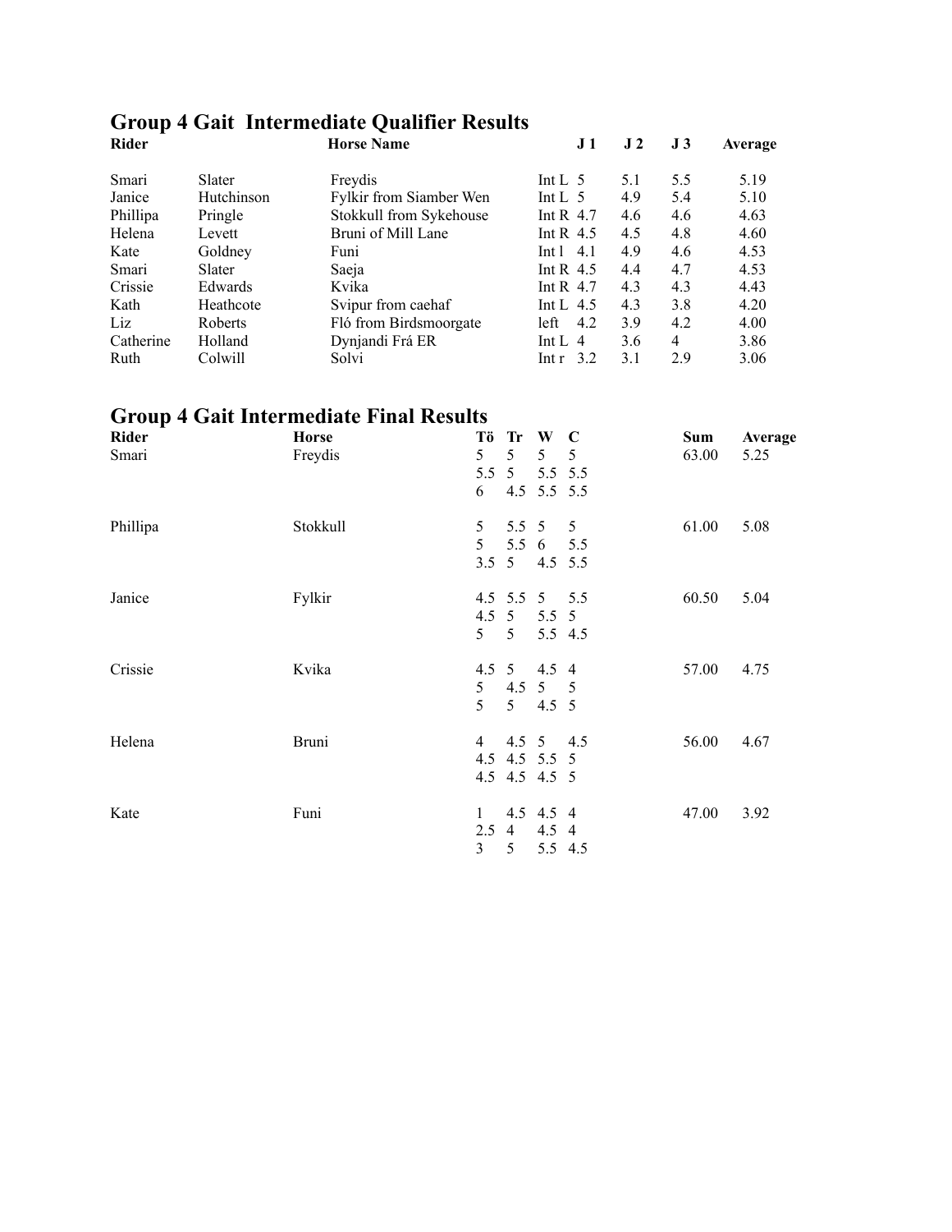## Group 4 Gait Intermediate Qualifier Results

| Rider | | Horse Name | | J 1 | J 2 | J 3 | Average |
|---|---|---|---|---|---|---|---|
| Smari | Slater | Freydis | Int L | 5 | 5.1 | 5.5 | 5.19 |
| Janice | Hutchinson | Fylkir from Siamber Wen | Int L | 5 | 4.9 | 5.4 | 5.10 |
| Phillipa | Pringle | Stokkull from Sykehouse | Int R | 4.7 | 4.6 | 4.6 | 4.63 |
| Helena | Levett | Bruni of Mill Lane | Int R | 4.5 | 4.5 | 4.8 | 4.60 |
| Kate | Goldney | Funi | Int l | 4.1 | 4.9 | 4.6 | 4.53 |
| Smari | Slater | Saeja | Int R | 4.5 | 4.4 | 4.7 | 4.53 |
| Crissie | Edwards | Kvika | Int R | 4.7 | 4.3 | 4.3 | 4.43 |
| Kath | Heathcote | Svipur from caehaf | Int L | 4.5 | 4.3 | 3.8 | 4.20 |
| Liz | Roberts | Fló from Birdsmoorgate | left | 4.2 | 3.9 | 4.2 | 4.00 |
| Catherine | Holland | Dynjandi Frá ER | Int L | 4 | 3.6 | 4 | 3.86 |
| Ruth | Colwill | Solvi | Int r | 3.2 | 3.1 | 2.9 | 3.06 |

## Group 4 Gait Intermediate Final Results

| Rider | Horse | Tö | Tr | W | C | Sum | Average |
|---|---|---|---|---|---|---|---|
| Smari | Freydis | 5 | 5 | 5 | 5 | 63.00 | 5.25 |
| | | 5.5 | 5 | 5.5 | 5.5 | | |
| | | 6 | 4.5 | 5.5 | 5.5 | | |
| Phillipa | Stokkull | 5 | 5.5 | 5 | 5 | 61.00 | 5.08 |
| | | 5 | 5.5 | 6 | 5.5 | | |
| | | 3.5 | 5 | 4.5 | 5.5 | | |
| Janice | Fylkir | 4.5 | 5.5 | 5 | 5.5 | 60.50 | 5.04 |
| | | 4.5 | 5 | 5.5 | 5 | | |
| | | 5 | 5 | 5.5 | 4.5 | | |
| Crissie | Kvika | 4.5 | 5 | 4.5 | 4 | 57.00 | 4.75 |
| | | 5 | 4.5 | 5 | 5 | | |
| | | 5 | 5 | 4.5 | 5 | | |
| Helena | Bruni | 4 | 4.5 | 5 | 4.5 | 56.00 | 4.67 |
| | | 4.5 | 4.5 | 5.5 | 5 | | |
| | | 4.5 | 4.5 | 4.5 | 5 | | |
| Kate | Funi | 1 | 4.5 | 4.5 | 4 | 47.00 | 3.92 |
| | | 2.5 | 4 | 4.5 | 4 | | |
| | | 3 | 5 | 5.5 | 4.5 | | |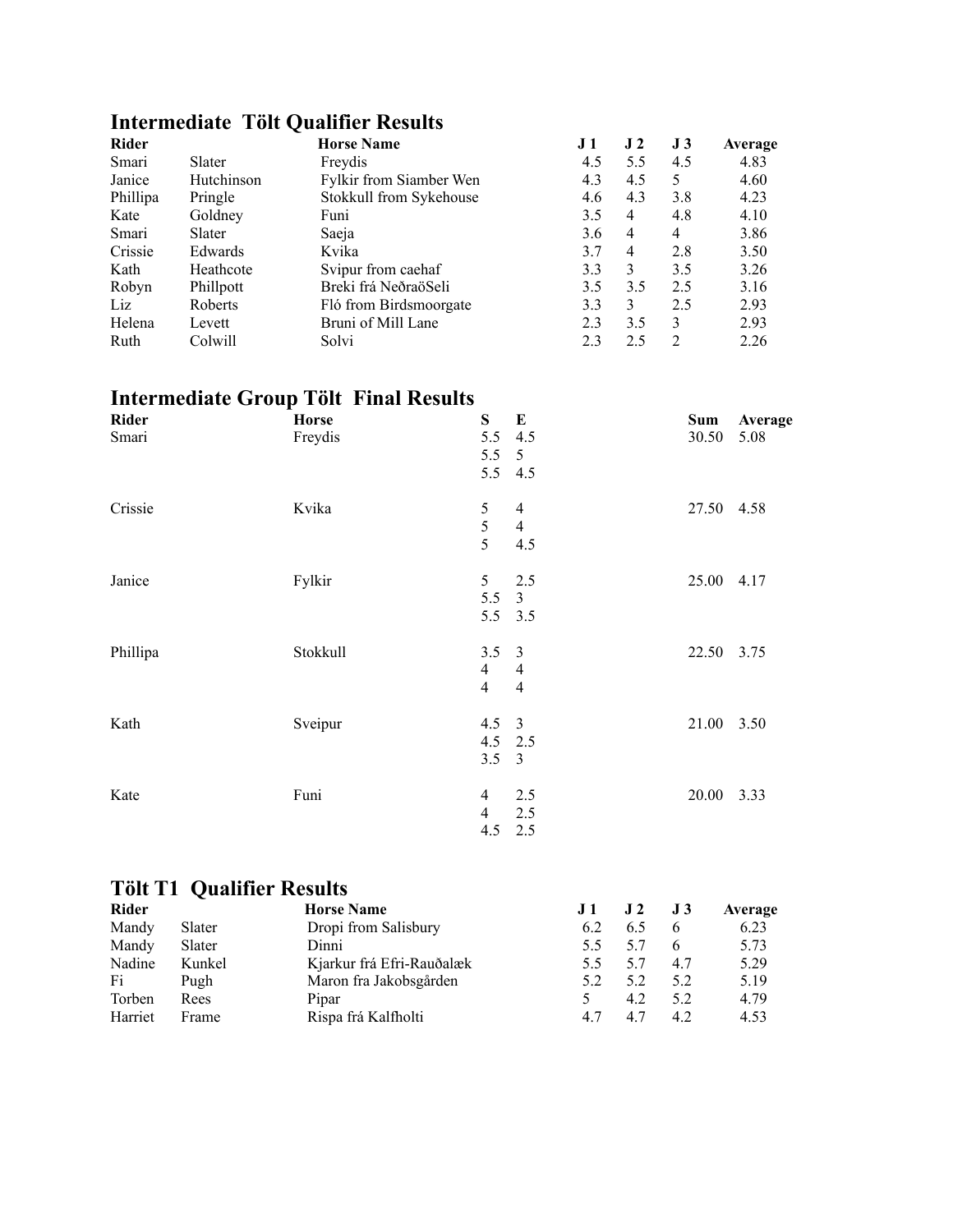## Intermediate Tölt Qualifier Results

| Rider | | Horse Name | J 1 | J 2 | J 3 | Average |
|---|---|---|---|---|---|---|
| Smari | Slater | Freydis | 4.5 | 5.5 | 4.5 | 4.83 |
| Janice | Hutchinson | Fylkir from Siamber Wen | 4.3 | 4.5 | 5 | 4.60 |
| Phillipa | Pringle | Stokkull from Sykehouse | 4.6 | 4.3 | 3.8 | 4.23 |
| Kate | Goldney | Funi | 3.5 | 4 | 4.8 | 4.10 |
| Smari | Slater | Saeja | 3.6 | 4 | 4 | 3.86 |
| Crissie | Edwards | Kvika | 3.7 | 4 | 2.8 | 3.50 |
| Kath | Heathcote | Svipur from caehaf | 3.3 | 3 | 3.5 | 3.26 |
| Robyn | Phillpott | Breki frá NeðraöSeli | 3.5 | 3.5 | 2.5 | 3.16 |
| Liz | Roberts | Fló from Birdsmoorgate | 3.3 | 3 | 2.5 | 2.93 |
| Helena | Levett | Bruni of Mill Lane | 2.3 | 3.5 | 3 | 2.93 |
| Ruth | Colwill | Solvi | 2.3 | 2.5 | 2 | 2.26 |

## Intermediate Group Tölt Final Results

| Rider | Horse | S | E | Sum | Average |
|---|---|---|---|---|---|
| Smari | Freydis | 5.5 | 4.5 | 30.50 | 5.08 |
| | | 5.5 | 5 | | |
| | | 5.5 | 4.5 | | |
| Crissie | Kvika | 5 | 4 | 27.50 | 4.58 |
| | | 5 | 4 | | |
| | | 5 | 4.5 | | |
| Janice | Fylkir | 5 | 2.5 | 25.00 | 4.17 |
| | | 5.5 | 3 | | |
| | | 5.5 | 3.5 | | |
| Phillipa | Stokkull | 3.5 | 3 | 22.50 | 3.75 |
| | | 4 | 4 | | |
| | | 4 | 4 | | |
| Kath | Sveipur | 4.5 | 3 | 21.00 | 3.50 |
| | | 4.5 | 2.5 | | |
| | | 3.5 | 3 | | |
| Kate | Funi | 4 | 2.5 | 20.00 | 3.33 |
| | | 4 | 2.5 | | |
| | | 4.5 | 2.5 | | |

## Tölt T1 Qualifier Results

| Rider | | Horse Name | J 1 | J 2 | J 3 | Average |
|---|---|---|---|---|---|---|
| Mandy | Slater | Dropi from Salisbury | 6.2 | 6.5 | 6 | 6.23 |
| Mandy | Slater | Dinni | 5.5 | 5.7 | 6 | 5.73 |
| Nadine | Kunkel | Kjarkur frá Efri-Rauðalæk | 5.5 | 5.7 | 4.7 | 5.29 |
| Fi | Pugh | Maron fra Jakobsgården | 5.2 | 5.2 | 5.2 | 5.19 |
| Torben | Rees | Pipar | 5 | 4.2 | 5.2 | 4.79 |
| Harriet | Frame | Rispa frá Kalfholti | 4.7 | 4.7 | 4.2 | 4.53 |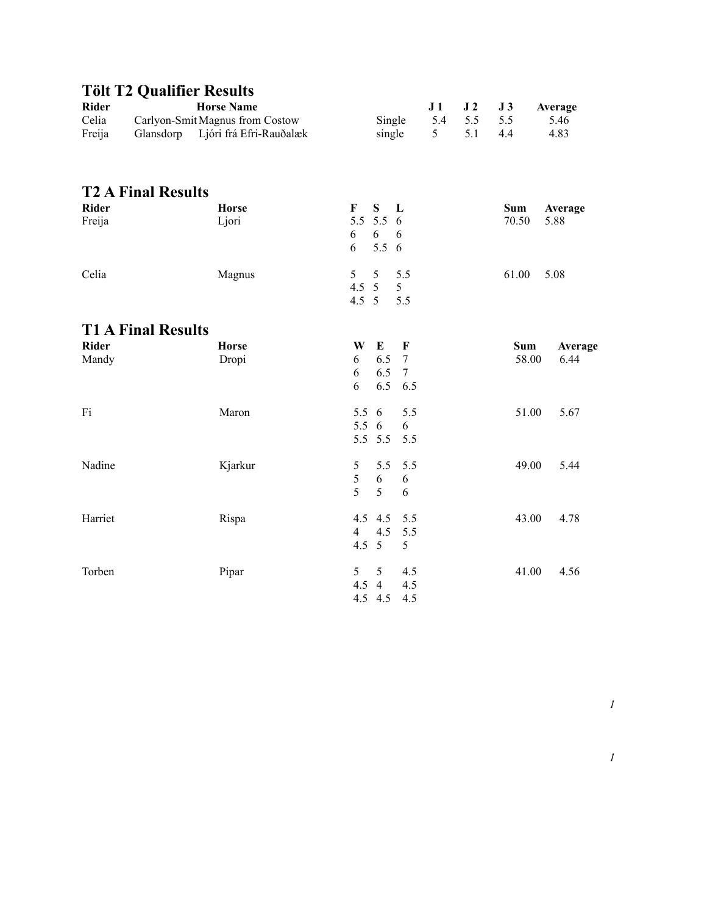## Tölt T2 Qualifier Results

| Rider | | Horse Name | | J 1 | J 2 | J 3 | Average |
|---|---|---|---|---|---|---|---|
| Celia | Carlyon-Smit | Magnus from Costow | Single | 5.4 | 5.5 | 5.5 | 5.46 |
| Freija | Glansdorp | Ljóri frá Efri-Rauðalæk | single | 5 | 5.1 | 4.4 | 4.83 |

## T2 A Final Results

| Rider | Horse | F | S | L | Sum | Average |
|---|---|---|---|---|---|---|
| Freija | Ljori | 5.5 | 5.5 | 6 | 70.50 | 5.88 |
| | | 6 | 6 | 6 | | |
| | | 6 | 5.5 | 6 | | |
| Celia | Magnus | 5 | 5 | 5.5 | 61.00 | 5.08 |
| | | 4.5 | 5 | 5 | | |
| | | 4.5 | 5 | 5.5 | | |

## T1 A Final Results

| Rider | Horse | W | E | F | Sum | Average |
|---|---|---|---|---|---|---|
| Mandy | Dropi | 6 | 6.5 | 7 | 58.00 | 6.44 |
| | | 6 | 6.5 | 7 | | |
| | | 6 | 6.5 | 6.5 | | |
| Fi | Maron | 5.5 | 6 | 5.5 | 51.00 | 5.67 |
| | | 5.5 | 6 | 6 | | |
| | | 5.5 | 5.5 | 5.5 | | |
| Nadine | Kjarkur | 5 | 5.5 | 5.5 | 49.00 | 5.44 |
| | | 5 | 6 | 6 | | |
| | | 5 | 5 | 6 | | |
| Harriet | Rispa | 4.5 | 4.5 | 5.5 | 43.00 | 4.78 |
| | | 4 | 4.5 | 5.5 | | |
| | | 4.5 | 5 | 5 | | |
| Torben | Pipar | 5 | 5 | 4.5 | 41.00 | 4.56 |
| | | 4.5 | 4 | 4.5 | | |
| | | 4.5 | 4.5 | 4.5 | | |